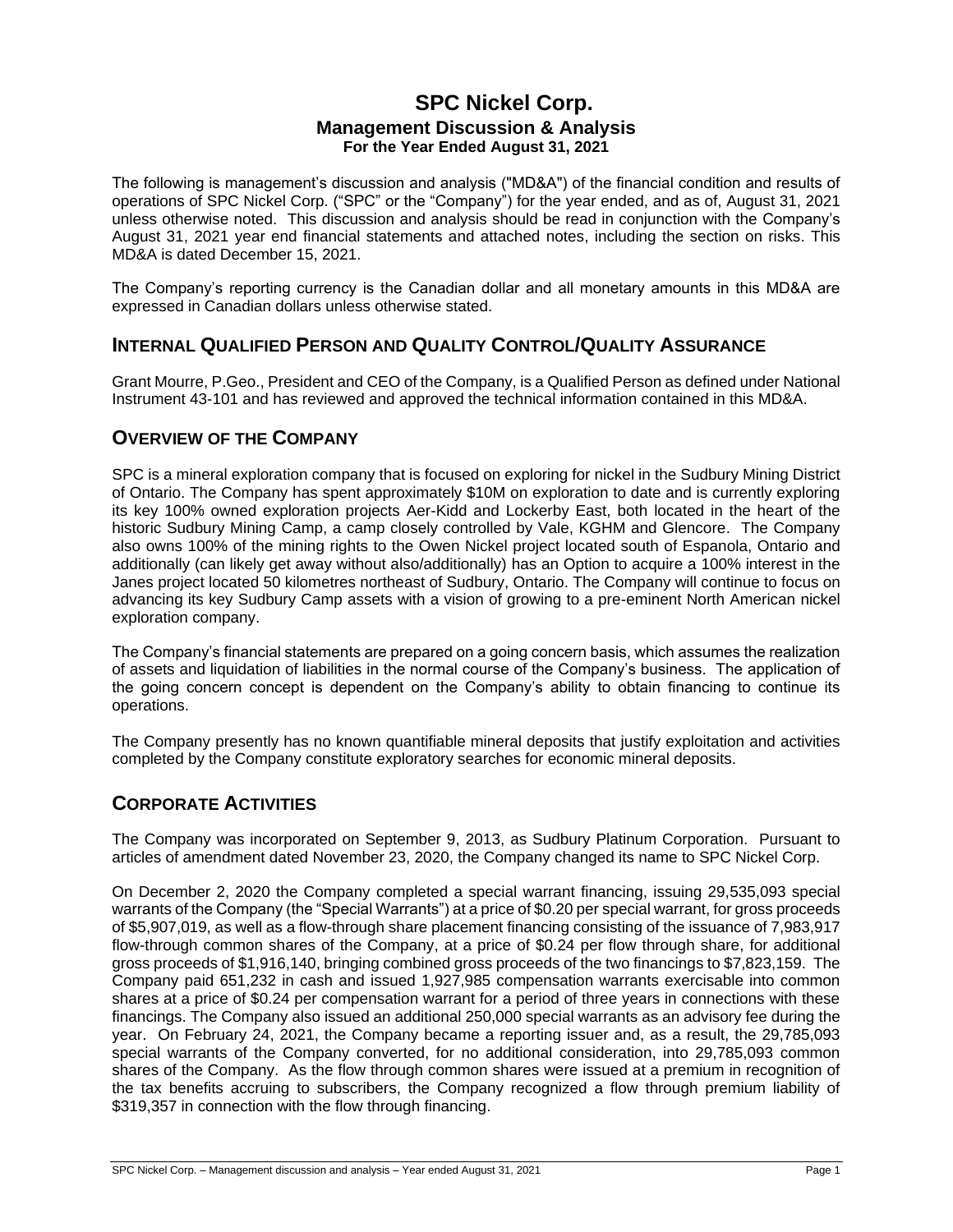# SPC Nickel Corp.
## Management Discussion & Analysis
### For the Year Ended August 31, 2021

The following is management's discussion and analysis ("MD&A") of the financial condition and results of operations of SPC Nickel Corp. ("SPC" or the "Company") for the year ended, and as of, August 31, 2021 unless otherwise noted. This discussion and analysis should be read in conjunction with the Company's August 31, 2021 year end financial statements and attached notes, including the section on risks. This MD&A is dated December 15, 2021.

The Company's reporting currency is the Canadian dollar and all monetary amounts in this MD&A are expressed in Canadian dollars unless otherwise stated.

## INTERNAL QUALIFIED PERSON AND QUALITY CONTROL/QUALITY ASSURANCE

Grant Mourre, P.Geo., President and CEO of the Company, is a Qualified Person as defined under National Instrument 43-101 and has reviewed and approved the technical information contained in this MD&A.

## OVERVIEW OF THE COMPANY

SPC is a mineral exploration company that is focused on exploring for nickel in the Sudbury Mining District of Ontario. The Company has spent approximately $10M on exploration to date and is currently exploring its key 100% owned exploration projects Aer-Kidd and Lockerby East, both located in the heart of the historic Sudbury Mining Camp, a camp closely controlled by Vale, KGHM and Glencore. The Company also owns 100% of the mining rights to the Owen Nickel project located south of Espanola, Ontario and additionally (can likely get away without also/additionally) has an Option to acquire a 100% interest in the Janes project located 50 kilometres northeast of Sudbury, Ontario. The Company will continue to focus on advancing its key Sudbury Camp assets with a vision of growing to a pre-eminent North American nickel exploration company.

The Company's financial statements are prepared on a going concern basis, which assumes the realization of assets and liquidation of liabilities in the normal course of the Company's business. The application of the going concern concept is dependent on the Company's ability to obtain financing to continue its operations.

The Company presently has no known quantifiable mineral deposits that justify exploitation and activities completed by the Company constitute exploratory searches for economic mineral deposits.

## CORPORATE ACTIVITIES

The Company was incorporated on September 9, 2013, as Sudbury Platinum Corporation. Pursuant to articles of amendment dated November 23, 2020, the Company changed its name to SPC Nickel Corp.

On December 2, 2020 the Company completed a special warrant financing, issuing 29,535,093 special warrants of the Company (the "Special Warrants") at a price of $0.20 per special warrant, for gross proceeds of $5,907,019, as well as a flow-through share placement financing consisting of the issuance of 7,983,917 flow-through common shares of the Company, at a price of $0.24 per flow through share, for additional gross proceeds of $1,916,140, bringing combined gross proceeds of the two financings to $7,823,159. The Company paid 651,232 in cash and issued 1,927,985 compensation warrants exercisable into common shares at a price of $0.24 per compensation warrant for a period of three years in connections with these financings. The Company also issued an additional 250,000 special warrants as an advisory fee during the year. On February 24, 2021, the Company became a reporting issuer and, as a result, the 29,785,093 special warrants of the Company converted, for no additional consideration, into 29,785,093 common shares of the Company. As the flow through common shares were issued at a premium in recognition of the tax benefits accruing to subscribers, the Company recognized a flow through premium liability of $319,357 in connection with the flow through financing.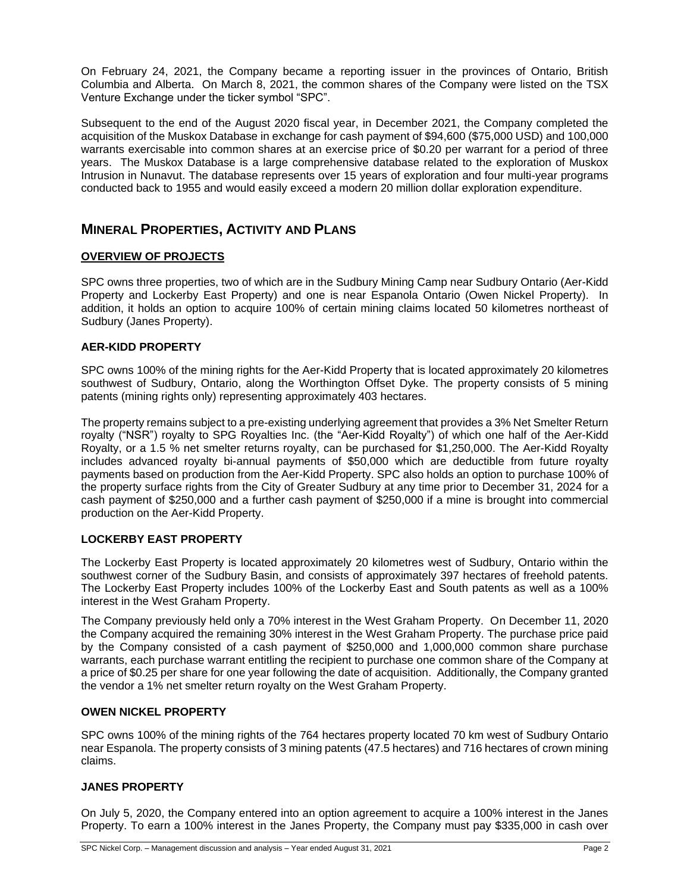On February 24, 2021, the Company became a reporting issuer in the provinces of Ontario, British Columbia and Alberta. On March 8, 2021, the common shares of the Company were listed on the TSX Venture Exchange under the ticker symbol "SPC".

Subsequent to the end of the August 2020 fiscal year, in December 2021, the Company completed the acquisition of the Muskox Database in exchange for cash payment of $94,600 ($75,000 USD) and 100,000 warrants exercisable into common shares at an exercise price of $0.20 per warrant for a period of three years. The Muskox Database is a large comprehensive database related to the exploration of Muskox Intrusion in Nunavut. The database represents over 15 years of exploration and four multi-year programs conducted back to 1955 and would easily exceed a modern 20 million dollar exploration expenditure.

## MINERAL PROPERTIES, ACTIVITY AND PLANS

### OVERVIEW OF PROJECTS

SPC owns three properties, two of which are in the Sudbury Mining Camp near Sudbury Ontario (Aer-Kidd Property and Lockerby East Property) and one is near Espanola Ontario (Owen Nickel Property). In addition, it holds an option to acquire 100% of certain mining claims located 50 kilometres northeast of Sudbury (Janes Property).

### AER-KIDD PROPERTY

SPC owns 100% of the mining rights for the Aer-Kidd Property that is located approximately 20 kilometres southwest of Sudbury, Ontario, along the Worthington Offset Dyke. The property consists of 5 mining patents (mining rights only) representing approximately 403 hectares.

The property remains subject to a pre-existing underlying agreement that provides a 3% Net Smelter Return royalty ("NSR") royalty to SPG Royalties Inc. (the "Aer-Kidd Royalty") of which one half of the Aer-Kidd Royalty, or a 1.5 % net smelter returns royalty, can be purchased for $1,250,000. The Aer-Kidd Royalty includes advanced royalty bi-annual payments of $50,000 which are deductible from future royalty payments based on production from the Aer-Kidd Property. SPC also holds an option to purchase 100% of the property surface rights from the City of Greater Sudbury at any time prior to December 31, 2024 for a cash payment of $250,000 and a further cash payment of $250,000 if a mine is brought into commercial production on the Aer-Kidd Property.

### LOCKERBY EAST PROPERTY

The Lockerby East Property is located approximately 20 kilometres west of Sudbury, Ontario within the southwest corner of the Sudbury Basin, and consists of approximately 397 hectares of freehold patents. The Lockerby East Property includes 100% of the Lockerby East and South patents as well as a 100% interest in the West Graham Property.

The Company previously held only a 70% interest in the West Graham Property. On December 11, 2020 the Company acquired the remaining 30% interest in the West Graham Property. The purchase price paid by the Company consisted of a cash payment of $250,000 and 1,000,000 common share purchase warrants, each purchase warrant entitling the recipient to purchase one common share of the Company at a price of $0.25 per share for one year following the date of acquisition. Additionally, the Company granted the vendor a 1% net smelter return royalty on the West Graham Property.

### OWEN NICKEL PROPERTY

SPC owns 100% of the mining rights of the 764 hectares property located 70 km west of Sudbury Ontario near Espanola. The property consists of 3 mining patents (47.5 hectares) and 716 hectares of crown mining claims.

### JANES PROPERTY

On July 5, 2020, the Company entered into an option agreement to acquire a 100% interest in the Janes Property. To earn a 100% interest in the Janes Property, the Company must pay $335,000 in cash over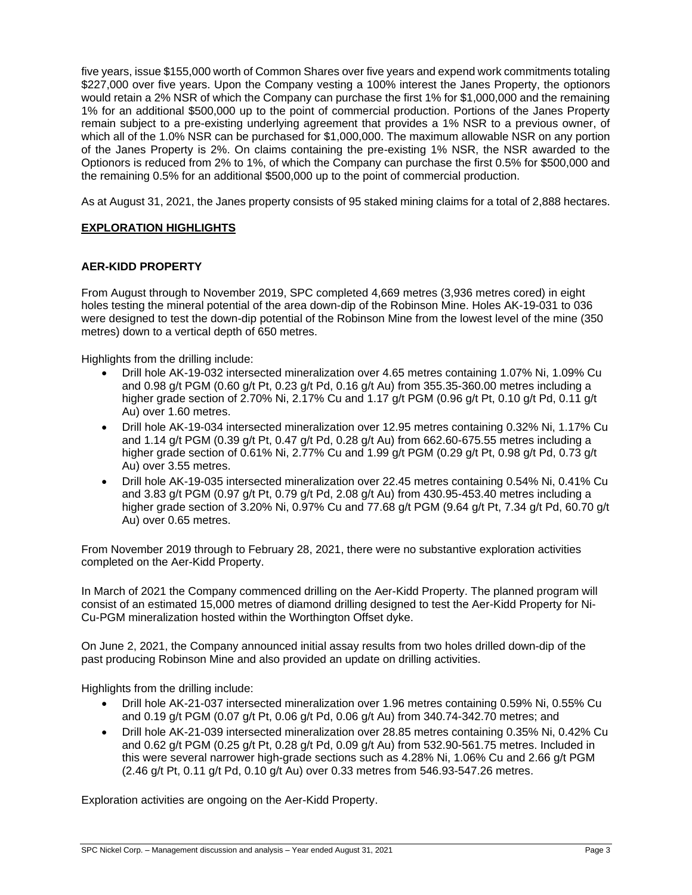five years, issue $155,000 worth of Common Shares over five years and expend work commitments totaling $227,000 over five years. Upon the Company vesting a 100% interest the Janes Property, the optionors would retain a 2% NSR of which the Company can purchase the first 1% for $1,000,000 and the remaining 1% for an additional $500,000 up to the point of commercial production. Portions of the Janes Property remain subject to a pre-existing underlying agreement that provides a 1% NSR to a previous owner, of which all of the 1.0% NSR can be purchased for $1,000,000. The maximum allowable NSR on any portion of the Janes Property is 2%. On claims containing the pre-existing 1% NSR, the NSR awarded to the Optionors is reduced from 2% to 1%, of which the Company can purchase the first 0.5% for $500,000 and the remaining 0.5% for an additional $500,000 up to the point of commercial production.

As at August 31, 2021, the Janes property consists of 95 staked mining claims for a total of 2,888 hectares.

## EXPLORATION HIGHLIGHTS

### AER-KIDD PROPERTY

From August through to November 2019, SPC completed 4,669 metres (3,936 metres cored) in eight holes testing the mineral potential of the area down-dip of the Robinson Mine. Holes AK-19-031 to 036 were designed to test the down-dip potential of the Robinson Mine from the lowest level of the mine (350 metres) down to a vertical depth of 650 metres.

Highlights from the drilling include:

- Drill hole AK-19-032 intersected mineralization over 4.65 metres containing 1.07% Ni, 1.09% Cu and 0.98 g/t PGM (0.60 g/t Pt, 0.23 g/t Pd, 0.16 g/t Au) from 355.35-360.00 metres including a higher grade section of 2.70% Ni, 2.17% Cu and 1.17 g/t PGM (0.96 g/t Pt, 0.10 g/t Pd, 0.11 g/t Au) over 1.60 metres.
- Drill hole AK-19-034 intersected mineralization over 12.95 metres containing 0.32% Ni, 1.17% Cu and 1.14 g/t PGM (0.39 g/t Pt, 0.47 g/t Pd, 0.28 g/t Au) from 662.60-675.55 metres including a higher grade section of 0.61% Ni, 2.77% Cu and 1.99 g/t PGM (0.29 g/t Pt, 0.98 g/t Pd, 0.73 g/t Au) over 3.55 metres.
- Drill hole AK-19-035 intersected mineralization over 22.45 metres containing 0.54% Ni, 0.41% Cu and 3.83 g/t PGM (0.97 g/t Pt, 0.79 g/t Pd, 2.08 g/t Au) from 430.95-453.40 metres including a higher grade section of 3.20% Ni, 0.97% Cu and 77.68 g/t PGM (9.64 g/t Pt, 7.34 g/t Pd, 60.70 g/t Au) over 0.65 metres.

From November 2019 through to February 28, 2021, there were no substantive exploration activities completed on the Aer-Kidd Property.

In March of 2021 the Company commenced drilling on the Aer-Kidd Property. The planned program will consist of an estimated 15,000 metres of diamond drilling designed to test the Aer-Kidd Property for Ni-Cu-PGM mineralization hosted within the Worthington Offset dyke.

On June 2, 2021, the Company announced initial assay results from two holes drilled down-dip of the past producing Robinson Mine and also provided an update on drilling activities.

Highlights from the drilling include:

- Drill hole AK-21-037 intersected mineralization over 1.96 metres containing 0.59% Ni, 0.55% Cu and 0.19 g/t PGM (0.07 g/t Pt, 0.06 g/t Pd, 0.06 g/t Au) from 340.74-342.70 metres; and
- Drill hole AK-21-039 intersected mineralization over 28.85 metres containing 0.35% Ni, 0.42% Cu and 0.62 g/t PGM (0.25 g/t Pt, 0.28 g/t Pd, 0.09 g/t Au) from 532.90-561.75 metres. Included in this were several narrower high-grade sections such as 4.28% Ni, 1.06% Cu and 2.66 g/t PGM (2.46 g/t Pt, 0.11 g/t Pd, 0.10 g/t Au) over 0.33 metres from 546.93-547.26 metres.

Exploration activities are ongoing on the Aer-Kidd Property.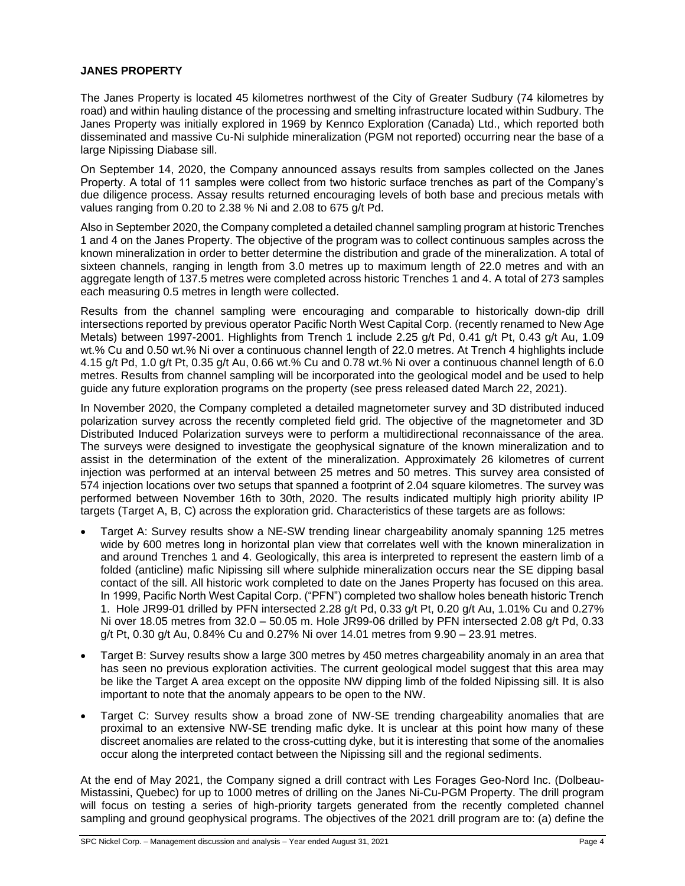**JANES PROPERTY**

The Janes Property is located 45 kilometres northwest of the City of Greater Sudbury (74 kilometres by road) and within hauling distance of the processing and smelting infrastructure located within Sudbury. The Janes Property was initially explored in 1969 by Kennco Exploration (Canada) Ltd., which reported both disseminated and massive Cu-Ni sulphide mineralization (PGM not reported) occurring near the base of a large Nipissing Diabase sill.

On September 14, 2020, the Company announced assays results from samples collected on the Janes Property. A total of 11 samples were collect from two historic surface trenches as part of the Company's due diligence process. Assay results returned encouraging levels of both base and precious metals with values ranging from 0.20 to 2.38 % Ni and 2.08 to 675 g/t Pd.

Also in September 2020, the Company completed a detailed channel sampling program at historic Trenches 1 and 4 on the Janes Property. The objective of the program was to collect continuous samples across the known mineralization in order to better determine the distribution and grade of the mineralization. A total of sixteen channels, ranging in length from 3.0 metres up to maximum length of 22.0 metres and with an aggregate length of 137.5 metres were completed across historic Trenches 1 and 4. A total of 273 samples each measuring 0.5 metres in length were collected.

Results from the channel sampling were encouraging and comparable to historically down-dip drill intersections reported by previous operator Pacific North West Capital Corp. (recently renamed to New Age Metals) between 1997-2001. Highlights from Trench 1 include 2.25 g/t Pd, 0.41 g/t Pt, 0.43 g/t Au, 1.09 wt.% Cu and 0.50 wt.% Ni over a continuous channel length of 22.0 metres. At Trench 4 highlights include 4.15 g/t Pd, 1.0 g/t Pt, 0.35 g/t Au, 0.66 wt.% Cu and 0.78 wt.% Ni over a continuous channel length of 6.0 metres. Results from channel sampling will be incorporated into the geological model and be used to help guide any future exploration programs on the property (see press released dated March 22, 2021).

In November 2020, the Company completed a detailed magnetometer survey and 3D distributed induced polarization survey across the recently completed field grid. The objective of the magnetometer and 3D Distributed Induced Polarization surveys were to perform a multidirectional reconnaissance of the area. The surveys were designed to investigate the geophysical signature of the known mineralization and to assist in the determination of the extent of the mineralization. Approximately 26 kilometres of current injection was performed at an interval between 25 metres and 50 metres. This survey area consisted of 574 injection locations over two setups that spanned a footprint of 2.04 square kilometres. The survey was performed between November 16th to 30th, 2020. The results indicated multiply high priority ability IP targets (Target A, B, C) across the exploration grid. Characteristics of these targets are as follows:

- Target A: Survey results show a NE-SW trending linear chargeability anomaly spanning 125 metres wide by 600 metres long in horizontal plan view that correlates well with the known mineralization in and around Trenches 1 and 4. Geologically, this area is interpreted to represent the eastern limb of a folded (anticline) mafic Nipissing sill where sulphide mineralization occurs near the SE dipping basal contact of the sill. All historic work completed to date on the Janes Property has focused on this area. In 1999, Pacific North West Capital Corp. ("PFN") completed two shallow holes beneath historic Trench 1. Hole JR99-01 drilled by PFN intersected 2.28 g/t Pd, 0.33 g/t Pt, 0.20 g/t Au, 1.01% Cu and 0.27% Ni over 18.05 metres from 32.0 – 50.05 m. Hole JR99-06 drilled by PFN intersected 2.08 g/t Pd, 0.33 g/t Pt, 0.30 g/t Au, 0.84% Cu and 0.27% Ni over 14.01 metres from 9.90 – 23.91 metres.
- Target B: Survey results show a large 300 metres by 450 metres chargeability anomaly in an area that has seen no previous exploration activities. The current geological model suggest that this area may be like the Target A area except on the opposite NW dipping limb of the folded Nipissing sill. It is also important to note that the anomaly appears to be open to the NW.
- Target C: Survey results show a broad zone of NW-SE trending chargeability anomalies that are proximal to an extensive NW-SE trending mafic dyke. It is unclear at this point how many of these discreet anomalies are related to the cross-cutting dyke, but it is interesting that some of the anomalies occur along the interpreted contact between the Nipissing sill and the regional sediments.

At the end of May 2021, the Company signed a drill contract with Les Forages Geo-Nord Inc. (Dolbeau-Mistassini, Quebec) for up to 1000 metres of drilling on the Janes Ni-Cu-PGM Property. The drill program will focus on testing a series of high-priority targets generated from the recently completed channel sampling and ground geophysical programs. The objectives of the 2021 drill program are to: (a) define the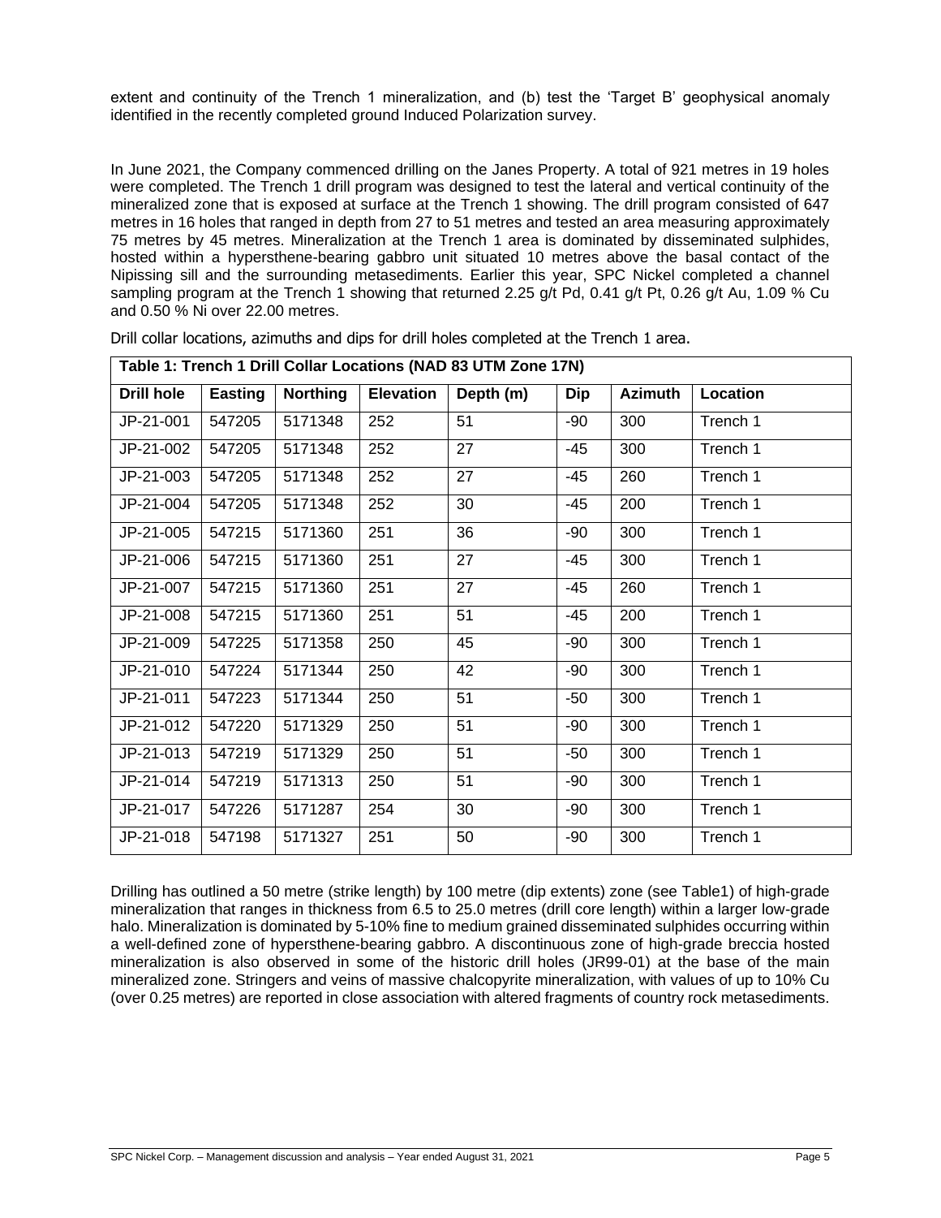extent and continuity of the Trench 1 mineralization, and (b) test the 'Target B' geophysical anomaly identified in the recently completed ground Induced Polarization survey.

In June 2021, the Company commenced drilling on the Janes Property. A total of 921 metres in 19 holes were completed. The Trench 1 drill program was designed to test the lateral and vertical continuity of the mineralized zone that is exposed at surface at the Trench 1 showing. The drill program consisted of 647 metres in 16 holes that ranged in depth from 27 to 51 metres and tested an area measuring approximately 75 metres by 45 metres. Mineralization at the Trench 1 area is dominated by disseminated sulphides, hosted within a hypersthene-bearing gabbro unit situated 10 metres above the basal contact of the Nipissing sill and the surrounding metasediments. Earlier this year, SPC Nickel completed a channel sampling program at the Trench 1 showing that returned 2.25 g/t Pd, 0.41 g/t Pt, 0.26 g/t Au, 1.09 % Cu and 0.50 % Ni over 22.00 metres.

Drill collar locations, azimuths and dips for drill holes completed at the Trench 1 area.

| Table 1: Trench 1 Drill Collar Locations (NAD 83 UTM Zone 17N) | | | | | | | |
|---|---|---|---|---|---|---|---|
| **Drill hole** | **Easting** | **Northing** | **Elevation** | **Depth (m)** | **Dip** | **Azimuth** | **Location** |
| JP-21-001 | 547205 | 5171348 | 252 | 51 | -90 | 300 | Trench 1 |
| JP-21-002 | 547205 | 5171348 | 252 | 27 | -45 | 300 | Trench 1 |
| JP-21-003 | 547205 | 5171348 | 252 | 27 | -45 | 260 | Trench 1 |
| JP-21-004 | 547205 | 5171348 | 252 | 30 | -45 | 200 | Trench 1 |
| JP-21-005 | 547215 | 5171360 | 251 | 36 | -90 | 300 | Trench 1 |
| JP-21-006 | 547215 | 5171360 | 251 | 27 | -45 | 300 | Trench 1 |
| JP-21-007 | 547215 | 5171360 | 251 | 27 | -45 | 260 | Trench 1 |
| JP-21-008 | 547215 | 5171360 | 251 | 51 | -45 | 200 | Trench 1 |
| JP-21-009 | 547225 | 5171358 | 250 | 45 | -90 | 300 | Trench 1 |
| JP-21-010 | 547224 | 5171344 | 250 | 42 | -90 | 300 | Trench 1 |
| JP-21-011 | 547223 | 5171344 | 250 | 51 | -50 | 300 | Trench 1 |
| JP-21-012 | 547220 | 5171329 | 250 | 51 | -90 | 300 | Trench 1 |
| JP-21-013 | 547219 | 5171329 | 250 | 51 | -50 | 300 | Trench 1 |
| JP-21-014 | 547219 | 5171313 | 250 | 51 | -90 | 300 | Trench 1 |
| JP-21-017 | 547226 | 5171287 | 254 | 30 | -90 | 300 | Trench 1 |
| JP-21-018 | 547198 | 5171327 | 251 | 50 | -90 | 300 | Trench 1 |

Drilling has outlined a 50 metre (strike length) by 100 metre (dip extents) zone (see Table1) of high-grade mineralization that ranges in thickness from 6.5 to 25.0 metres (drill core length) within a larger low-grade halo. Mineralization is dominated by 5-10% fine to medium grained disseminated sulphides occurring within a well-defined zone of hypersthene-bearing gabbro. A discontinuous zone of high-grade breccia hosted mineralization is also observed in some of the historic drill holes (JR99-01) at the base of the main mineralized zone. Stringers and veins of massive chalcopyrite mineralization, with values of up to 10% Cu (over 0.25 metres) are reported in close association with altered fragments of country rock metasediments.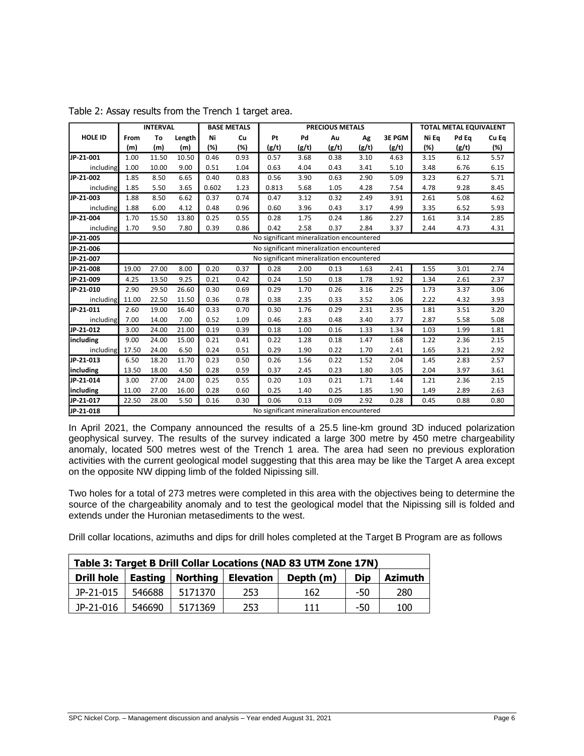Table 2: Assay results from the Trench 1 target area.

| | INTERVAL | | | BASE METALS | | PRECIOUS METALS | | | | | TOTAL METAL EQUIVALENT | | |
|---|---|---|---|---|---|---|---|---|---|---|---|---|---|
| HOLE ID | From (m) | To (m) | Length (m) | Ni (%) | Cu (%) | Pt (g/t) | Pd (g/t) | Au (g/t) | Ag (g/t) | 3E PGM (g/t) | Ni Eq (%) | Pd Eq (g/t) | Cu Eq (%) |
| JP-21-001 | 1.00 | 11.50 | 10.50 | 0.46 | 0.93 | 0.57 | 3.68 | 0.38 | 3.10 | 4.63 | 3.15 | 6.12 | 5.57 |
| including | 1.00 | 10.00 | 9.00 | 0.51 | 1.04 | 0.63 | 4.04 | 0.43 | 3.41 | 5.10 | 3.48 | 6.76 | 6.15 |
| JP-21-002 | 1.85 | 8.50 | 6.65 | 0.40 | 0.83 | 0.56 | 3.90 | 0.63 | 2.90 | 5.09 | 3.23 | 6.27 | 5.71 |
| including | 1.85 | 5.50 | 3.65 | 0.602 | 1.23 | 0.813 | 5.68 | 1.05 | 4.28 | 7.54 | 4.78 | 9.28 | 8.45 |
| JP-21-003 | 1.88 | 8.50 | 6.62 | 0.37 | 0.74 | 0.47 | 3.12 | 0.32 | 2.49 | 3.91 | 2.61 | 5.08 | 4.62 |
| including | 1.88 | 6.00 | 4.12 | 0.48 | 0.96 | 0.60 | 3.96 | 0.43 | 3.17 | 4.99 | 3.35 | 6.52 | 5.93 |
| JP-21-004 | 1.70 | 15.50 | 13.80 | 0.25 | 0.55 | 0.28 | 1.75 | 0.24 | 1.86 | 2.27 | 1.61 | 3.14 | 2.85 |
| including | 1.70 | 9.50 | 7.80 | 0.39 | 0.86 | 0.42 | 2.58 | 0.37 | 2.84 | 3.37 | 2.44 | 4.73 | 4.31 |
| JP-21-005 | No significant mineralization encountered | | | | | | | | | | | | |
| JP-21-006 | No significant mineralization encountered | | | | | | | | | | | | |
| JP-21-007 | No significant mineralization encountered | | | | | | | | | | | | |
| JP-21-008 | 19.00 | 27.00 | 8.00 | 0.20 | 0.37 | 0.28 | 2.00 | 0.13 | 1.63 | 2.41 | 1.55 | 3.01 | 2.74 |
| JP-21-009 | 4.25 | 13.50 | 9.25 | 0.21 | 0.42 | 0.24 | 1.50 | 0.18 | 1.78 | 1.92 | 1.34 | 2.61 | 2.37 |
| JP-21-010 | 2.90 | 29.50 | 26.60 | 0.30 | 0.69 | 0.29 | 1.70 | 0.26 | 3.16 | 2.25 | 1.73 | 3.37 | 3.06 |
| including | 11.00 | 22.50 | 11.50 | 0.36 | 0.78 | 0.38 | 2.35 | 0.33 | 3.52 | 3.06 | 2.22 | 4.32 | 3.93 |
| JP-21-011 | 2.60 | 19.00 | 16.40 | 0.33 | 0.70 | 0.30 | 1.76 | 0.29 | 2.31 | 2.35 | 1.81 | 3.51 | 3.20 |
| including | 7.00 | 14.00 | 7.00 | 0.52 | 1.09 | 0.46 | 2.83 | 0.48 | 3.40 | 3.77 | 2.87 | 5.58 | 5.08 |
| JP-21-012 | 3.00 | 24.00 | 21.00 | 0.19 | 0.39 | 0.18 | 1.00 | 0.16 | 1.33 | 1.34 | 1.03 | 1.99 | 1.81 |
| including | 9.00 | 24.00 | 15.00 | 0.21 | 0.41 | 0.22 | 1.28 | 0.18 | 1.47 | 1.68 | 1.22 | 2.36 | 2.15 |
| including | 17.50 | 24.00 | 6.50 | 0.24 | 0.51 | 0.29 | 1.90 | 0.22 | 1.70 | 2.41 | 1.65 | 3.21 | 2.92 |
| JP-21-013 | 6.50 | 18.20 | 11.70 | 0.23 | 0.50 | 0.26 | 1.56 | 0.22 | 1.52 | 2.04 | 1.45 | 2.83 | 2.57 |
| including | 13.50 | 18.00 | 4.50 | 0.28 | 0.59 | 0.37 | 2.45 | 0.23 | 1.80 | 3.05 | 2.04 | 3.97 | 3.61 |
| JP-21-014 | 3.00 | 27.00 | 24.00 | 0.25 | 0.55 | 0.20 | 1.03 | 0.21 | 1.71 | 1.44 | 1.21 | 2.36 | 2.15 |
| including | 11.00 | 27.00 | 16.00 | 0.28 | 0.60 | 0.25 | 1.40 | 0.25 | 1.85 | 1.90 | 1.49 | 2.89 | 2.63 |
| JP-21-017 | 22.50 | 28.00 | 5.50 | 0.16 | 0.30 | 0.06 | 0.13 | 0.09 | 2.92 | 0.28 | 0.45 | 0.88 | 0.80 |
| JP-21-018 | No significant mineralization encountered | | | | | | | | | | | | |

In April 2021, the Company announced the results of a 25.5 line-km ground 3D induced polarization geophysical survey. The results of the survey indicated a large 300 metre by 450 metre chargeability anomaly, located 500 metres west of the Trench 1 area. The area had seen no previous exploration activities with the current geological model suggesting that this area may be like the Target A area except on the opposite NW dipping limb of the folded Nipissing sill.

Two holes for a total of 273 metres were completed in this area with the objectives being to determine the source of the chargeability anomaly and to test the geological model that the Nipissing sill is folded and extends under the Huronian metasediments to the west.

Drill collar locations, azimuths and dips for drill holes completed at the Target B Program are as follows

| Table 3: Target B Drill Collar Locations (NAD 83 UTM Zone 17N) | | | | | | |
|---|---|---|---|---|---|---|
| Drill hole | Easting | Northing | Elevation | Depth (m) | Dip | Azimuth |
| JP-21-015 | 546688 | 5171370 | 253 | 162 | -50 | 280 |
| JP-21-016 | 546690 | 5171369 | 253 | 111 | -50 | 100 |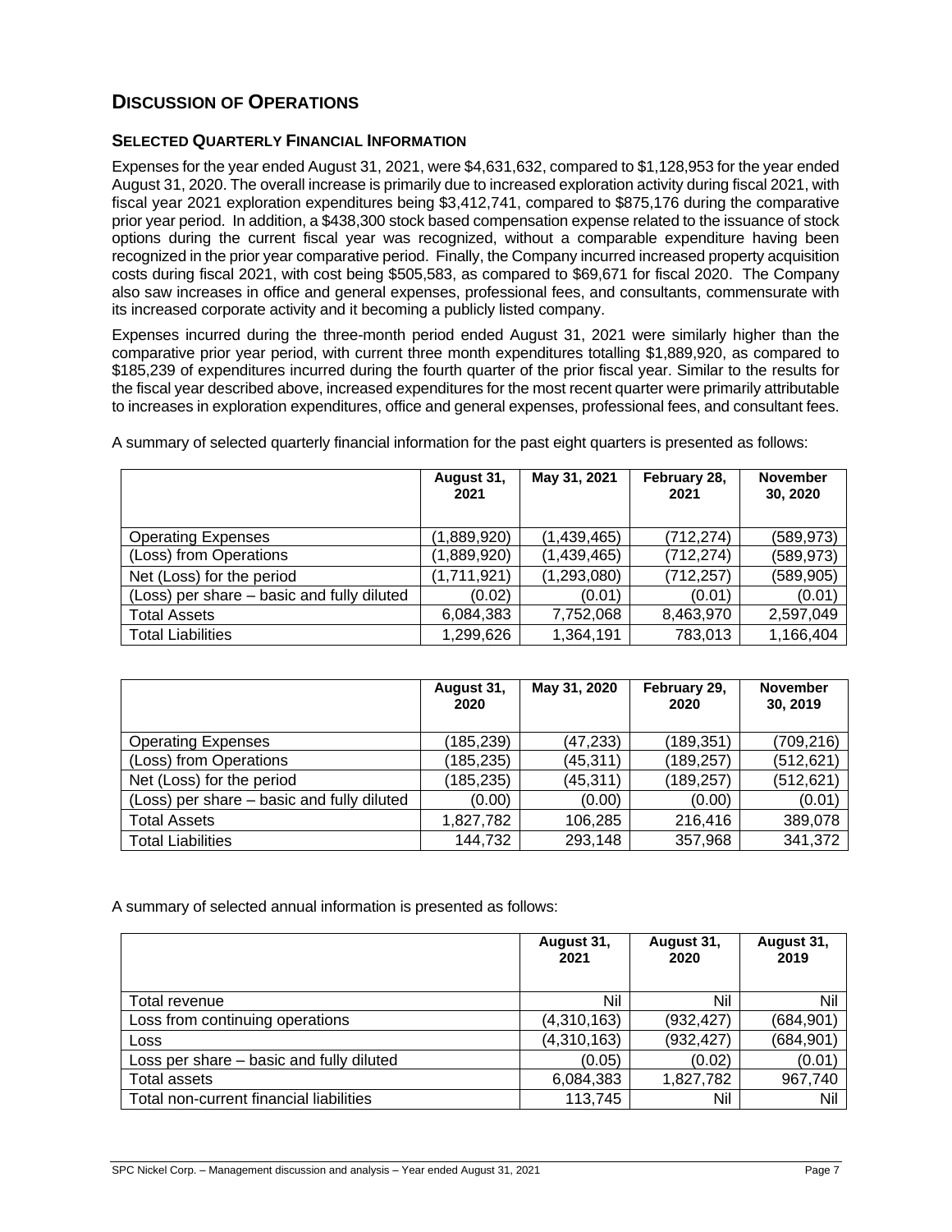## DISCUSSION OF OPERATIONS

### SELECTED QUARTERLY FINANCIAL INFORMATION

Expenses for the year ended August 31, 2021, were $4,631,632, compared to $1,128,953 for the year ended August 31, 2020. The overall increase is primarily due to increased exploration activity during fiscal 2021, with fiscal year 2021 exploration expenditures being $3,412,741, compared to $875,176 during the comparative prior year period. In addition, a $438,300 stock based compensation expense related to the issuance of stock options during the current fiscal year was recognized, without a comparable expenditure having been recognized in the prior year comparative period. Finally, the Company incurred increased property acquisition costs during fiscal 2021, with cost being $505,583, as compared to $69,671 for fiscal 2020. The Company also saw increases in office and general expenses, professional fees, and consultants, commensurate with its increased corporate activity and it becoming a publicly listed company.

Expenses incurred during the three-month period ended August 31, 2021 were similarly higher than the comparative prior year period, with current three month expenditures totalling $1,889,920, as compared to $185,239 of expenditures incurred during the fourth quarter of the prior fiscal year. Similar to the results for the fiscal year described above, increased expenditures for the most recent quarter were primarily attributable to increases in exploration expenditures, office and general expenses, professional fees, and consultant fees.

A summary of selected quarterly financial information for the past eight quarters is presented as follows:

| | August 31, 2021 | May 31, 2021 | February 28, 2021 | November 30, 2020 |
|---|---|---|---|---|
| Operating Expenses | (1,889,920) | (1,439,465) | (712,274) | (589,973) |
| (Loss) from Operations | (1,889,920) | (1,439,465) | (712,274) | (589,973) |
| Net (Loss) for the period | (1,711,921) | (1,293,080) | (712,257) | (589,905) |
| (Loss) per share – basic and fully diluted | (0.02) | (0.01) | (0.01) | (0.01) |
| Total Assets | 6,084,383 | 7,752,068 | 8,463,970 | 2,597,049 |
| Total Liabilities | 1,299,626 | 1,364,191 | 783,013 | 1,166,404 |

| | August 31, 2020 | May 31, 2020 | February 29, 2020 | November 30, 2019 |
|---|---|---|---|---|
| Operating Expenses | (185,239) | (47,233) | (189,351) | (709,216) |
| (Loss) from Operations | (185,235) | (45,311) | (189,257) | (512,621) |
| Net (Loss) for the period | (185,235) | (45,311) | (189,257) | (512,621) |
| (Loss) per share – basic and fully diluted | (0.00) | (0.00) | (0.00) | (0.01) |
| Total Assets | 1,827,782 | 106,285 | 216,416 | 389,078 |
| Total Liabilities | 144,732 | 293,148 | 357,968 | 341,372 |

A summary of selected annual information is presented as follows:

| | August 31, 2021 | August 31, 2020 | August 31, 2019 |
|---|---|---|---|
| Total revenue | Nil | Nil | Nil |
| Loss from continuing operations | (4,310,163) | (932,427) | (684,901) |
| Loss | (4,310,163) | (932,427) | (684,901) |
| Loss per share – basic and fully diluted | (0.05) | (0.02) | (0.01) |
| Total assets | 6,084,383 | 1,827,782 | 967,740 |
| Total non-current financial liabilities | 113,745 | Nil | Nil |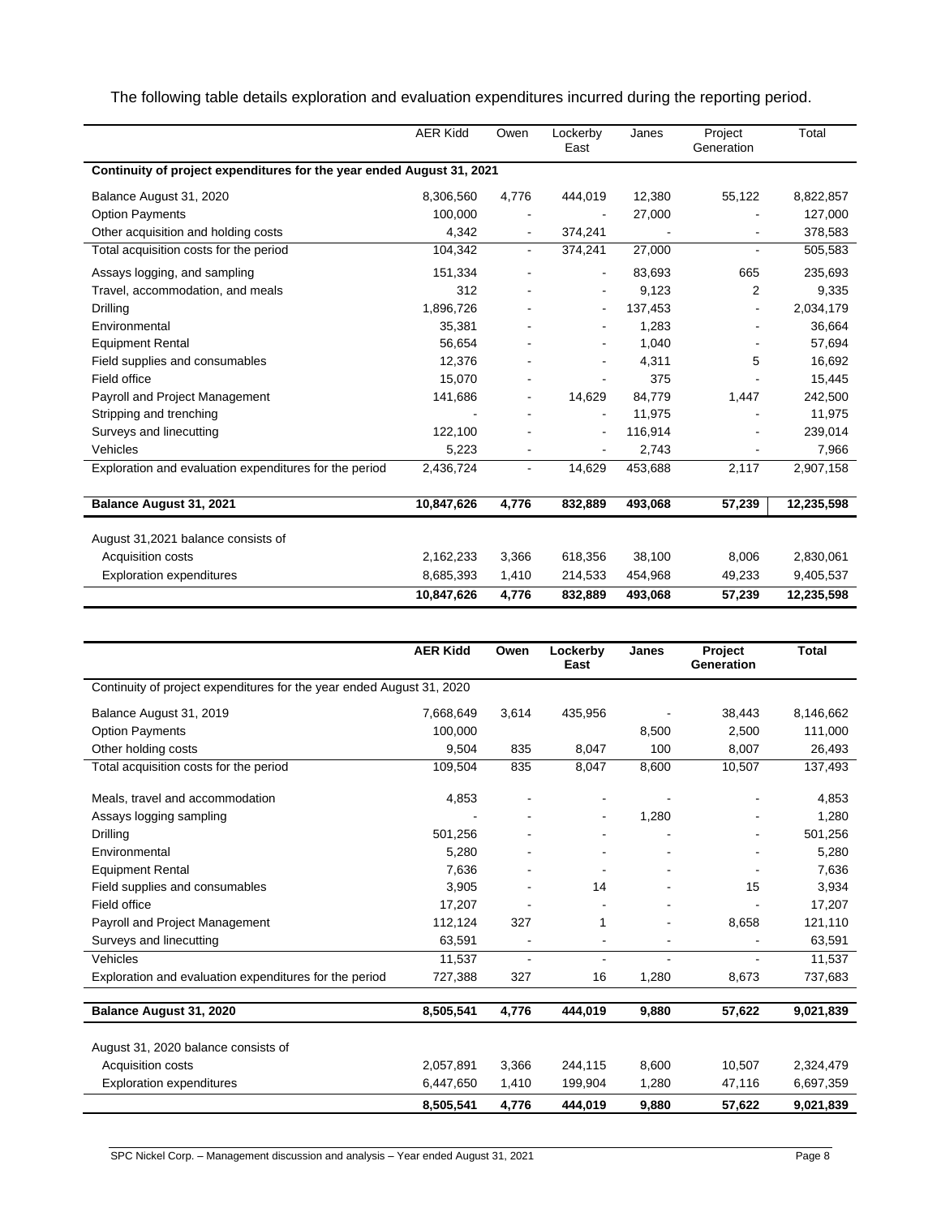The following table details exploration and evaluation expenditures incurred during the reporting period.

| | AER Kidd | Owen | Lockerby East | Janes | Project Generation | Total |
|---|---|---|---|---|---|---|
| **Continuity of project expenditures for the year ended August 31, 2021** | | | | | | |
| Balance August 31, 2020 | 8,306,560 | 4,776 | 444,019 | 12,380 | 55,122 | 8,822,857 |
| Option Payments | 100,000 | - | - | 27,000 | - | 127,000 |
| Other acquisition and holding costs | 4,342 | - | 374,241 | - | - | 378,583 |
| Total acquisition costs for the period | 104,342 | - | 374,241 | 27,000 | - | 505,583 |
| Assays logging, and sampling | 151,334 | - | - | 83,693 | 665 | 235,693 |
| Travel, accommodation, and meals | 312 | - | - | 9,123 | 2 | 9,335 |
| Drilling | 1,896,726 | - | - | 137,453 | - | 2,034,179 |
| Environmental | 35,381 | - | - | 1,283 | - | 36,664 |
| Equipment Rental | 56,654 | - | - | 1,040 | - | 57,694 |
| Field supplies and consumables | 12,376 | - | - | 4,311 | 5 | 16,692 |
| Field office | 15,070 | - | - | 375 | - | 15,445 |
| Payroll and Project Management | 141,686 | - | 14,629 | 84,779 | 1,447 | 242,500 |
| Stripping and trenching | - | - | - | 11,975 | - | 11,975 |
| Surveys and linecutting | 122,100 | - | - | 116,914 | - | 239,014 |
| Vehicles | 5,223 | - | - | 2,743 | - | 7,966 |
| Exploration and evaluation expenditures for the period | 2,436,724 | - | 14,629 | 453,688 | 2,117 | 2,907,158 |
| **Balance August 31, 2021** | **10,847,626** | **4,776** | **832,889** | **493,068** | **57,239** | **12,235,598** |
| August 31,2021 balance consists of | | | | | | |
| Acquisition costs | 2,162,233 | 3,366 | 618,356 | 38,100 | 8,006 | 2,830,061 |
| Exploration expenditures | 8,685,393 | 1,410 | 214,533 | 454,968 | 49,233 | 9,405,537 |
| | **10,847,626** | **4,776** | **832,889** | **493,068** | **57,239** | **12,235,598** |

| | **AER Kidd** | **Owen** | **Lockerby East** | **Janes** | **Project Generation** | **Total** |
|---|---|---|---|---|---|---|
| Continuity of project expenditures for the year ended August 31, 2020 | | | | | | |
| Balance August 31, 2019 | 7,668,649 | 3,614 | 435,956 | - | 38,443 | 8,146,662 |
| Option Payments | 100,000 | | | 8,500 | 2,500 | 111,000 |
| Other holding costs | 9,504 | 835 | 8,047 | 100 | 8,007 | 26,493 |
| Total acquisition costs for the period | 109,504 | 835 | 8,047 | 8,600 | 10,507 | 137,493 |
| Meals, travel and accommodation | 4,853 | - | - | - | - | 4,853 |
| Assays logging sampling | - | - | - | 1,280 | - | 1,280 |
| Drilling | 501,256 | - | - | - | - | 501,256 |
| Environmental | 5,280 | - | - | - | - | 5,280 |
| Equipment Rental | 7,636 | - | - | - | - | 7,636 |
| Field supplies and consumables | 3,905 | - | 14 | - | 15 | 3,934 |
| Field office | 17,207 | - | - | - | - | 17,207 |
| Payroll and Project Management | 112,124 | 327 | 1 | - | 8,658 | 121,110 |
| Surveys and linecutting | 63,591 | - | - | - | - | 63,591 |
| Vehicles | 11,537 | - | - | - | - | 11,537 |
| Exploration and evaluation expenditures for the period | 727,388 | 327 | 16 | 1,280 | 8,673 | 737,683 |
| **Balance August 31, 2020** | **8,505,541** | **4,776** | **444,019** | **9,880** | **57,622** | **9,021,839** |
| August 31, 2020 balance consists of | | | | | | |
| Acquisition costs | 2,057,891 | 3,366 | 244,115 | 8,600 | 10,507 | 2,324,479 |
| Exploration expenditures | 6,447,650 | 1,410 | 199,904 | 1,280 | 47,116 | 6,697,359 |
| | **8,505,541** | **4,776** | **444,019** | **9,880** | **57,622** | **9,021,839** |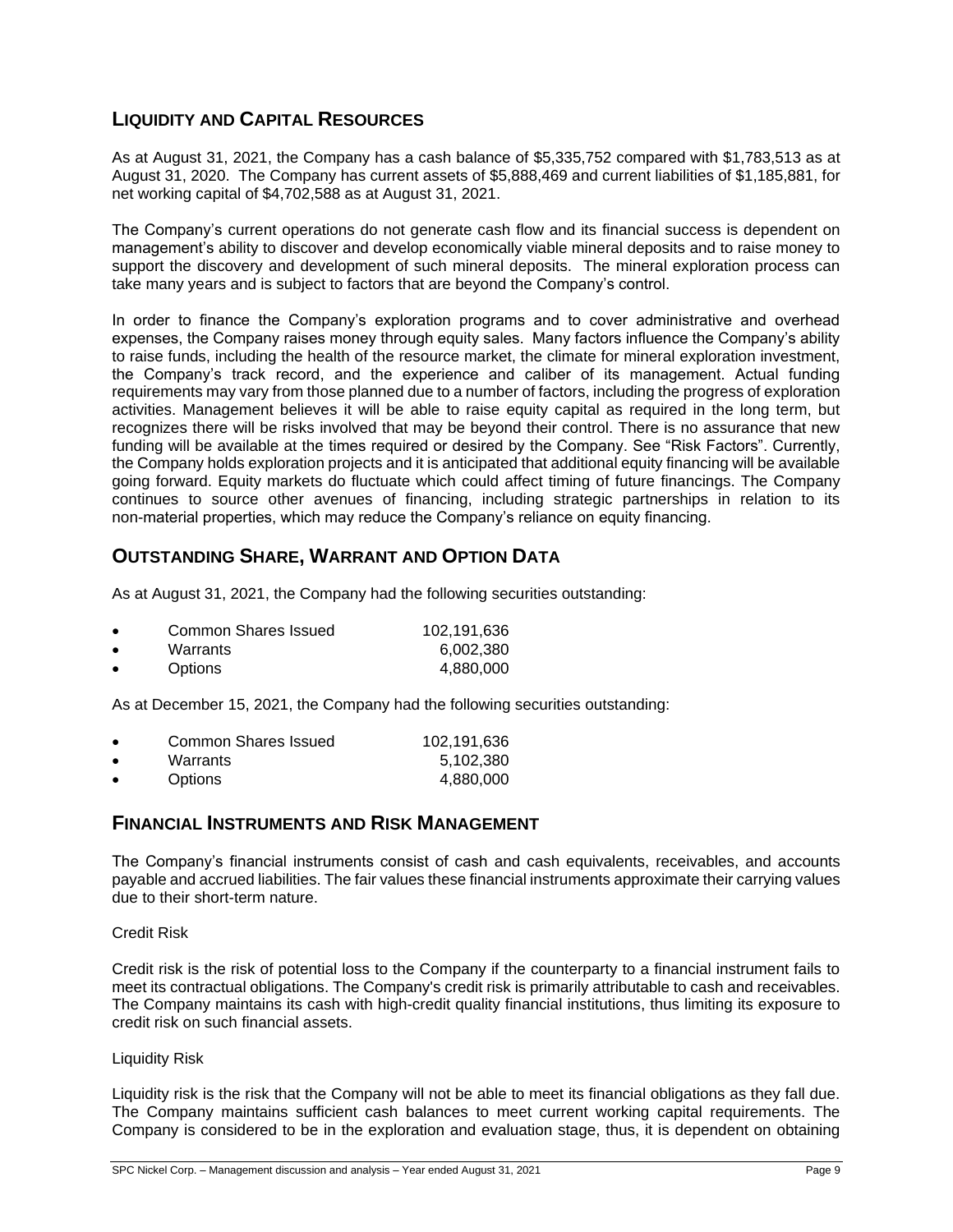## LIQUIDITY AND CAPITAL RESOURCES

As at August 31, 2021, the Company has a cash balance of $5,335,752 compared with $1,783,513 as at August 31, 2020. The Company has current assets of $5,888,469 and current liabilities of $1,185,881, for net working capital of $4,702,588 as at August 31, 2021.

The Company's current operations do not generate cash flow and its financial success is dependent on management's ability to discover and develop economically viable mineral deposits and to raise money to support the discovery and development of such mineral deposits. The mineral exploration process can take many years and is subject to factors that are beyond the Company's control.

In order to finance the Company's exploration programs and to cover administrative and overhead expenses, the Company raises money through equity sales. Many factors influence the Company's ability to raise funds, including the health of the resource market, the climate for mineral exploration investment, the Company's track record, and the experience and caliber of its management. Actual funding requirements may vary from those planned due to a number of factors, including the progress of exploration activities. Management believes it will be able to raise equity capital as required in the long term, but recognizes there will be risks involved that may be beyond their control. There is no assurance that new funding will be available at the times required or desired by the Company. See "Risk Factors". Currently, the Company holds exploration projects and it is anticipated that additional equity financing will be available going forward. Equity markets do fluctuate which could affect timing of future financings. The Company continues to source other avenues of financing, including strategic partnerships in relation to its non-material properties, which may reduce the Company's reliance on equity financing.

## OUTSTANDING SHARE, WARRANT AND OPTION DATA

As at August 31, 2021, the Company had the following securities outstanding:

- Common Shares Issued 102,191,636
- Warrants 6,002,380
- Options 4,880,000

As at December 15, 2021, the Company had the following securities outstanding:

- Common Shares Issued 102,191,636
- Warrants 5,102,380
- Options 4,880,000

## FINANCIAL INSTRUMENTS AND RISK MANAGEMENT

The Company's financial instruments consist of cash and cash equivalents, receivables, and accounts payable and accrued liabilities. The fair values these financial instruments approximate their carrying values due to their short-term nature.

Credit Risk

Credit risk is the risk of potential loss to the Company if the counterparty to a financial instrument fails to meet its contractual obligations. The Company's credit risk is primarily attributable to cash and receivables. The Company maintains its cash with high-credit quality financial institutions, thus limiting its exposure to credit risk on such financial assets.

Liquidity Risk

Liquidity risk is the risk that the Company will not be able to meet its financial obligations as they fall due. The Company maintains sufficient cash balances to meet current working capital requirements. The Company is considered to be in the exploration and evaluation stage, thus, it is dependent on obtaining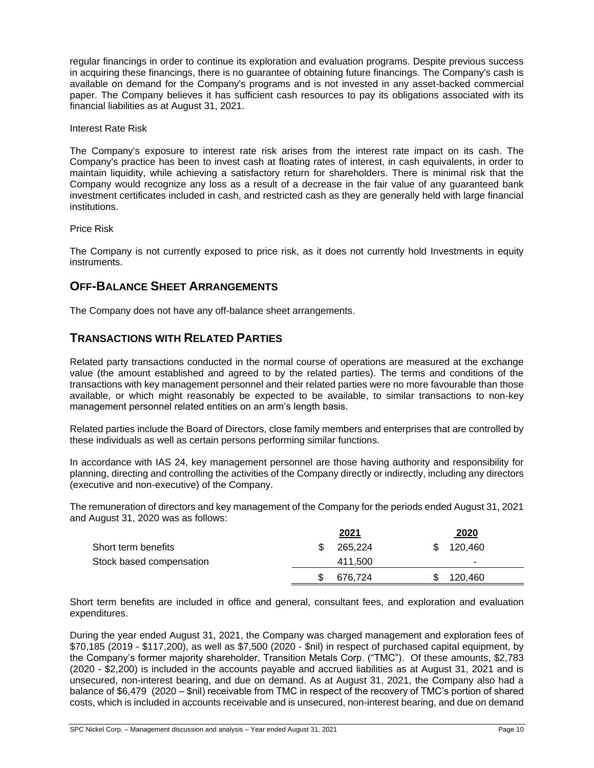regular financings in order to continue its exploration and evaluation programs. Despite previous success in acquiring these financings, there is no guarantee of obtaining future financings. The Company's cash is available on demand for the Company's programs and is not invested in any asset-backed commercial paper. The Company believes it has sufficient cash resources to pay its obligations associated with its financial liabilities as at August 31, 2021.

Interest Rate Risk

The Company's exposure to interest rate risk arises from the interest rate impact on its cash. The Company's practice has been to invest cash at floating rates of interest, in cash equivalents, in order to maintain liquidity, while achieving a satisfactory return for shareholders. There is minimal risk that the Company would recognize any loss as a result of a decrease in the fair value of any guaranteed bank investment certificates included in cash, and restricted cash as they are generally held with large financial institutions.

Price Risk

The Company is not currently exposed to price risk, as it does not currently hold Investments in equity instruments.

## OFF-BALANCE SHEET ARRANGEMENTS

The Company does not have any off-balance sheet arrangements.

## TRANSACTIONS WITH RELATED PARTIES

Related party transactions conducted in the normal course of operations are measured at the exchange value (the amount established and agreed to by the related parties). The terms and conditions of the transactions with key management personnel and their related parties were no more favourable than those available, or which might reasonably be expected to be available, to similar transactions to non-key management personnel related entities on an arm's length basis.

Related parties include the Board of Directors, close family members and enterprises that are controlled by these individuals as well as certain persons performing similar functions.

In accordance with IAS 24, key management personnel are those having authority and responsibility for planning, directing and controlling the activities of the Company directly or indirectly, including any directors (executive and non-executive) of the Company.

The remuneration of directors and key management of the Company for the periods ended August 31, 2021 and August 31, 2020 was as follows:

| | 2021 | 2020 |
|---|---|---|
| Short term benefits | $ 265,224 | $ 120,460 |
| Stock based compensation | 411,500 | - |
| | $ 676,724 | $ 120,460 |

Short term benefits are included in office and general, consultant fees, and exploration and evaluation expenditures.

During the year ended August 31, 2021, the Company was charged management and exploration fees of $70,185 (2019 - $117,200), as well as $7,500 (2020 - $nil) in respect of purchased capital equipment, by the Company's former majority shareholder, Transition Metals Corp. ("TMC"). Of these amounts, $2,783 (2020 - $2,200) is included in the accounts payable and accrued liabilities as at August 31, 2021 and is unsecured, non-interest bearing, and due on demand. As at August 31, 2021, the Company also had a balance of $6,479 (2020 – $nil) receivable from TMC in respect of the recovery of TMC's portion of shared costs, which is included in accounts receivable and is unsecured, non-interest bearing, and due on demand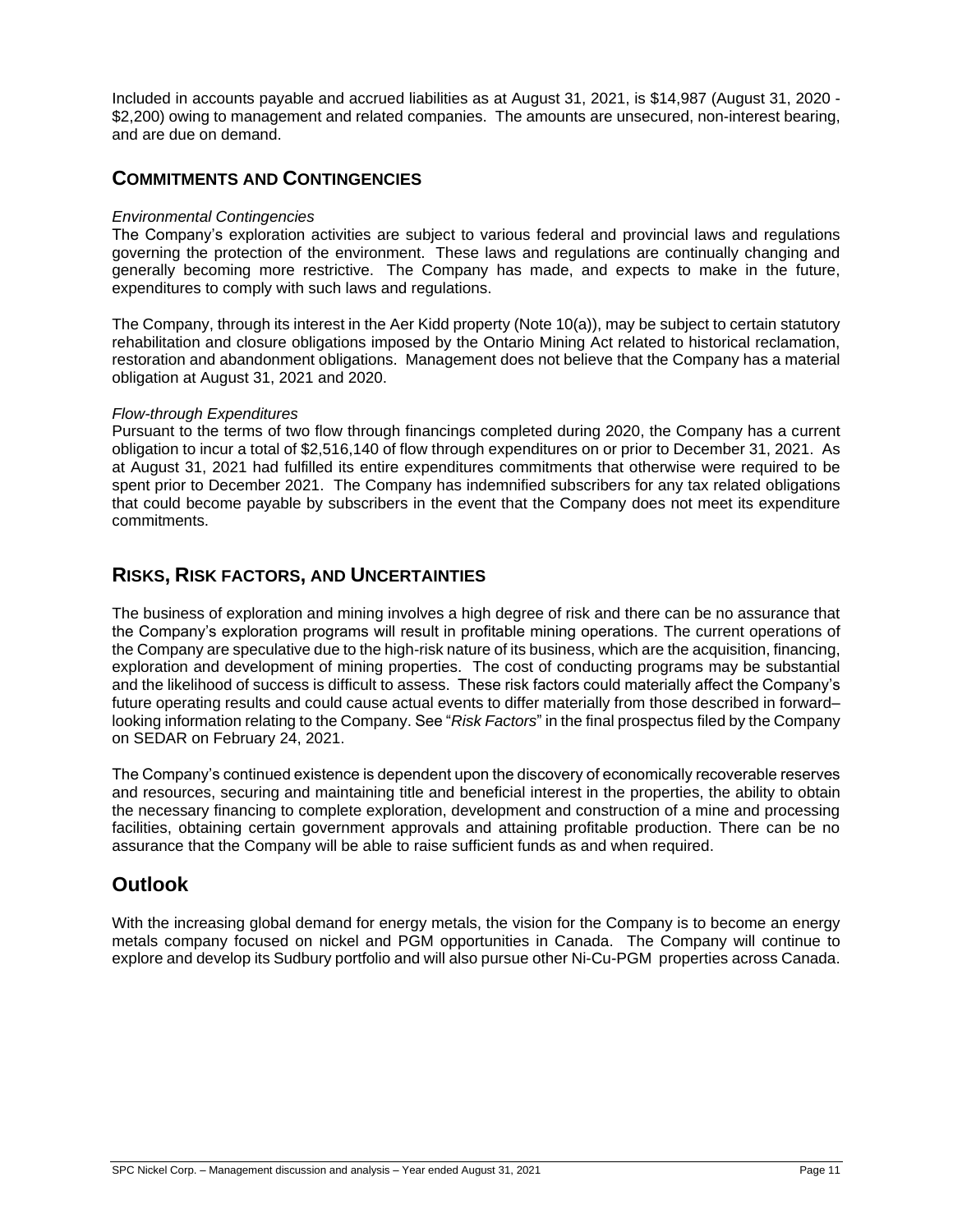Included in accounts payable and accrued liabilities as at August 31, 2021, is $14,987 (August 31, 2020 - $2,200) owing to management and related companies. The amounts are unsecured, non-interest bearing, and are due on demand.

## COMMITMENTS AND CONTINGENCIES

*Environmental Contingencies*

The Company's exploration activities are subject to various federal and provincial laws and regulations governing the protection of the environment. These laws and regulations are continually changing and generally becoming more restrictive. The Company has made, and expects to make in the future, expenditures to comply with such laws and regulations.

The Company, through its interest in the Aer Kidd property (Note 10(a)), may be subject to certain statutory rehabilitation and closure obligations imposed by the Ontario Mining Act related to historical reclamation, restoration and abandonment obligations. Management does not believe that the Company has a material obligation at August 31, 2021 and 2020.

*Flow-through Expenditures*

Pursuant to the terms of two flow through financings completed during 2020, the Company has a current obligation to incur a total of $2,516,140 of flow through expenditures on or prior to December 31, 2021. As at August 31, 2021 had fulfilled its entire expenditures commitments that otherwise were required to be spent prior to December 2021. The Company has indemnified subscribers for any tax related obligations that could become payable by subscribers in the event that the Company does not meet its expenditure commitments.

## RISKS, RISK FACTORS, AND UNCERTAINTIES

The business of exploration and mining involves a high degree of risk and there can be no assurance that the Company's exploration programs will result in profitable mining operations. The current operations of the Company are speculative due to the high-risk nature of its business, which are the acquisition, financing, exploration and development of mining properties. The cost of conducting programs may be substantial and the likelihood of success is difficult to assess. These risk factors could materially affect the Company's future operating results and could cause actual events to differ materially from those described in forward–looking information relating to the Company. See "*Risk Factors*" in the final prospectus filed by the Company on SEDAR on February 24, 2021.

The Company's continued existence is dependent upon the discovery of economically recoverable reserves and resources, securing and maintaining title and beneficial interest in the properties, the ability to obtain the necessary financing to complete exploration, development and construction of a mine and processing facilities, obtaining certain government approvals and attaining profitable production. There can be no assurance that the Company will be able to raise sufficient funds as and when required.

## Outlook

With the increasing global demand for energy metals, the vision for the Company is to become an energy metals company focused on nickel and PGM opportunities in Canada. The Company will continue to explore and develop its Sudbury portfolio and will also pursue other Ni-Cu-PGM properties across Canada.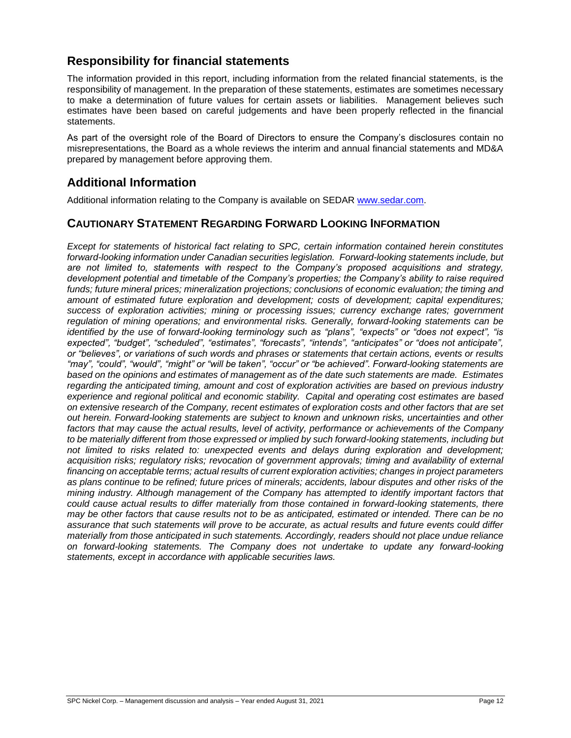## Responsibility for financial statements

The information provided in this report, including information from the related financial statements, is the responsibility of management. In the preparation of these statements, estimates are sometimes necessary to make a determination of future values for certain assets or liabilities. Management believes such estimates have been based on careful judgements and have been properly reflected in the financial statements.

As part of the oversight role of the Board of Directors to ensure the Company's disclosures contain no misrepresentations, the Board as a whole reviews the interim and annual financial statements and MD&A prepared by management before approving them.

## Additional Information

Additional information relating to the Company is available on SEDAR [www.sedar.com](www.sedar.com).

## CAUTIONARY STATEMENT REGARDING FORWARD LOOKING INFORMATION

*Except for statements of historical fact relating to SPC, certain information contained herein constitutes forward-looking information under Canadian securities legislation. Forward-looking statements include, but are not limited to, statements with respect to the Company's proposed acquisitions and strategy, development potential and timetable of the Company's properties; the Company's ability to raise required funds; future mineral prices; mineralization projections; conclusions of economic evaluation; the timing and amount of estimated future exploration and development; costs of development; capital expenditures; success of exploration activities; mining or processing issues; currency exchange rates; government regulation of mining operations; and environmental risks. Generally, forward-looking statements can be identified by the use of forward-looking terminology such as "plans", "expects" or "does not expect", "is expected", "budget", "scheduled", "estimates", "forecasts", "intends", "anticipates" or "does not anticipate", or "believes", or variations of such words and phrases or statements that certain actions, events or results "may", "could", "would", "might" or "will be taken", "occur" or "be achieved". Forward-looking statements are based on the opinions and estimates of management as of the date such statements are made. Estimates regarding the anticipated timing, amount and cost of exploration activities are based on previous industry experience and regional political and economic stability. Capital and operating cost estimates are based on extensive research of the Company, recent estimates of exploration costs and other factors that are set out herein. Forward-looking statements are subject to known and unknown risks, uncertainties and other factors that may cause the actual results, level of activity, performance or achievements of the Company to be materially different from those expressed or implied by such forward-looking statements, including but not limited to risks related to: unexpected events and delays during exploration and development; acquisition risks; regulatory risks; revocation of government approvals; timing and availability of external financing on acceptable terms; actual results of current exploration activities; changes in project parameters as plans continue to be refined; future prices of minerals; accidents, labour disputes and other risks of the mining industry. Although management of the Company has attempted to identify important factors that could cause actual results to differ materially from those contained in forward-looking statements, there may be other factors that cause results not to be as anticipated, estimated or intended. There can be no assurance that such statements will prove to be accurate, as actual results and future events could differ materially from those anticipated in such statements. Accordingly, readers should not place undue reliance on forward-looking statements. The Company does not undertake to update any forward-looking statements, except in accordance with applicable securities laws.*